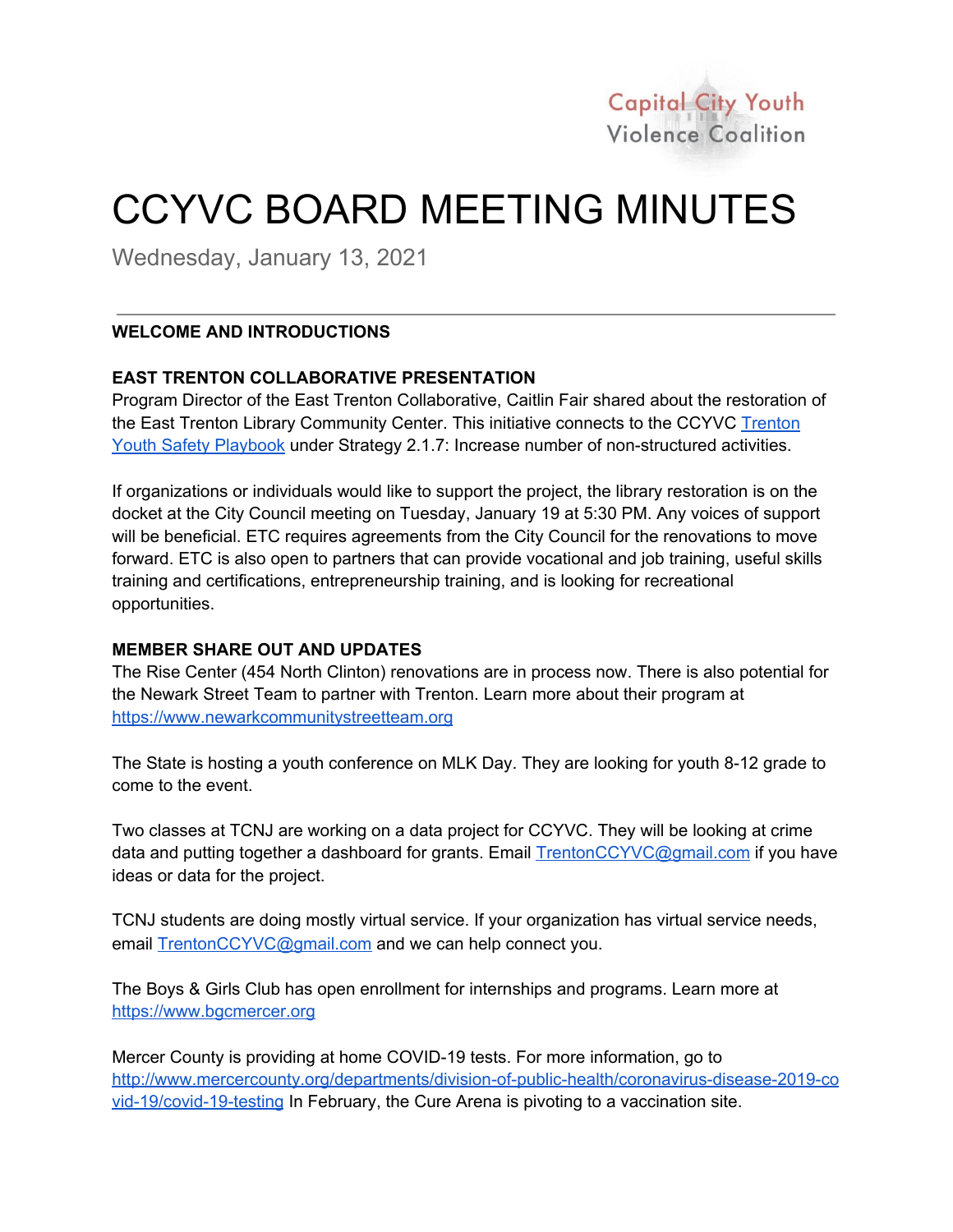Capital City Youth Violence Coalition

# CCYVC BOARD MEETING MINUTES

Wednesday, January 13, 2021

---

**WELCOME AND INTRODUCTIONS**

**EAST TRENTON COLLABORATIVE PRESENTATION**

Program Director of the East Trenton Collaborative, Caitlin Fair shared about the restoration of the East Trenton Library Community Center. This initiative connects to the CCYVC Trenton Youth Safety Playbook under Strategy 2.1.7: Increase number of non-structured activities.

If organizations or individuals would like to support the project, the library restoration is on the docket at the City Council meeting on Tuesday, January 19 at 5:30 PM. Any voices of support will be beneficial. ETC requires agreements from the City Council for the renovations to move forward. ETC is also open to partners that can provide vocational and job training, useful skills training and certifications, entrepreneurship training, and is looking for recreational opportunities.

**MEMBER SHARE OUT AND UPDATES**

The Rise Center (454 North Clinton) renovations are in process now. There is also potential for the Newark Street Team to partner with Trenton. Learn more about their program at https://www.newarkcommunitystreetteam.org

The State is hosting a youth conference on MLK Day. They are looking for youth 8-12 grade to come to the event.

Two classes at TCNJ are working on a data project for CCYVC. They will be looking at crime data and putting together a dashboard for grants. Email TrentonCCYVC@gmail.com if you have ideas or data for the project.

TCNJ students are doing mostly virtual service. If your organization has virtual service needs, email TrentonCCYVC@gmail.com and we can help connect you.

The Boys & Girls Club has open enrollment for internships and programs. Learn more at https://www.bgcmercer.org

Mercer County is providing at home COVID-19 tests. For more information, go to http://www.mercercounty.org/departments/division-of-public-health/coronavirus-disease-2019-covid-19/covid-19-testing In February, the Cure Arena is pivoting to a vaccination site.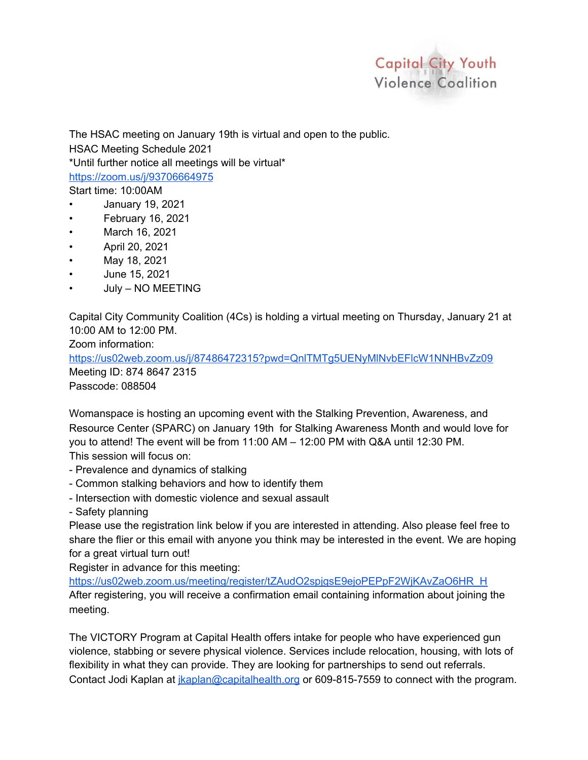The HSAC meeting on January 19th is virtual and open to the public.
HSAC Meeting Schedule 2021
*Until further notice all meetings will be virtual*
https://zoom.us/j/93706664975
Start time: 10:00AM

- January 19, 2021
- February 16, 2021
- March 16, 2021
- April 20, 2021
- May 18, 2021
- June 15, 2021
- July – NO MEETING

Capital City Community Coalition (4Cs) is holding a virtual meeting on Thursday, January 21 at 10:00 AM to 12:00 PM.
Zoom information:
https://us02web.zoom.us/j/87486472315?pwd=QnlTMTg5UENyMlNvbEFlcW1NNHBvZz09
Meeting ID: 874 8647 2315
Passcode: 088504

Womanspace is hosting an upcoming event with the Stalking Prevention, Awareness, and Resource Center (SPARC) on January 19th for Stalking Awareness Month and would love for you to attend! The event will be from 11:00 AM – 12:00 PM with Q&A until 12:30 PM.
This session will focus on:
- Prevalence and dynamics of stalking
- Common stalking behaviors and how to identify them
- Intersection with domestic violence and sexual assault
- Safety planning

Please use the registration link below if you are interested in attending. Also please feel free to share the flier or this email with anyone you think may be interested in the event. We are hoping for a great virtual turn out!
Register in advance for this meeting:
https://us02web.zoom.us/meeting/register/tZAudO2spjgsE9ejoPEPpF2WjKAvZaO6HR_H
After registering, you will receive a confirmation email containing information about joining the meeting.

The VICTORY Program at Capital Health offers intake for people who have experienced gun violence, stabbing or severe physical violence. Services include relocation, housing, with lots of flexibility in what they can provide. They are looking for partnerships to send out referrals. Contact Jodi Kaplan at jkaplan@capitalhealth.org or 609-815-7559 to connect with the program.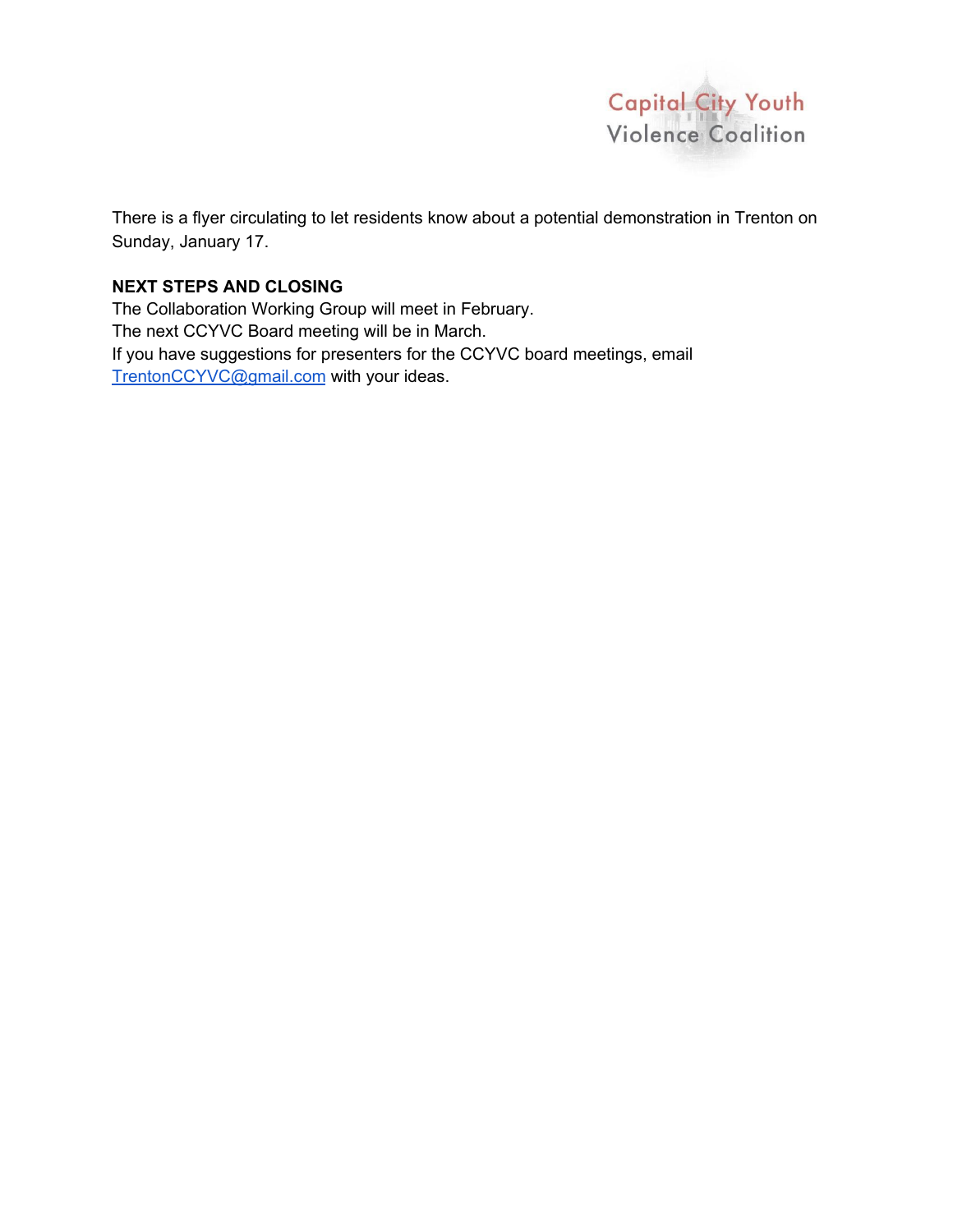There is a flyer circulating to let residents know about a potential demonstration in Trenton on Sunday, January 17.

**NEXT STEPS AND CLOSING**

The Collaboration Working Group will meet in February.
The next CCYVC Board meeting will be in March.
If you have suggestions for presenters for the CCYVC board meetings, email TrentonCCYVC@gmail.com with your ideas.